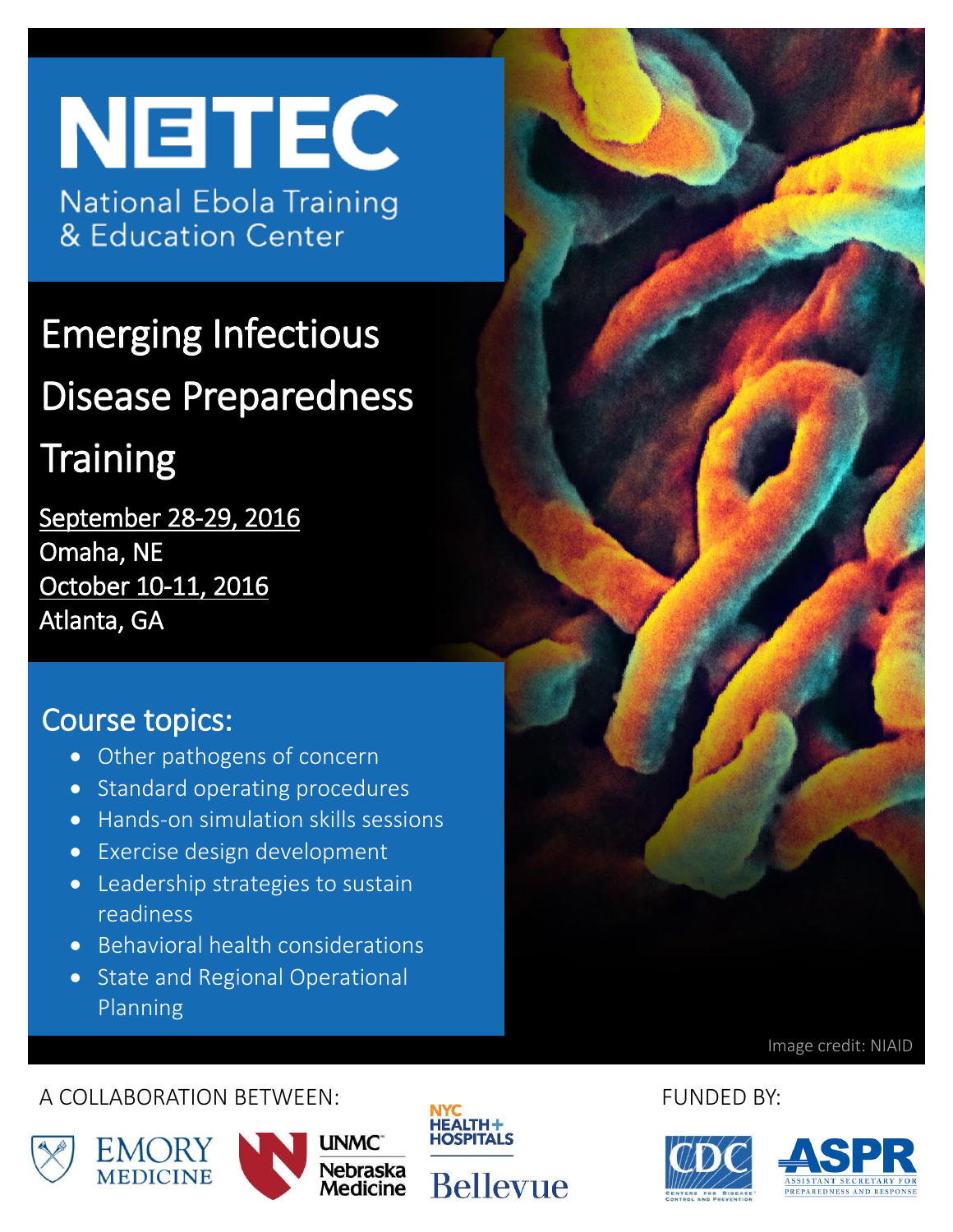# NETEC

National Ebola Training & Education Center

## Emerging Infectious Disease Preparedness Training

September 28-29, 2016
Omaha, NE
October 10-11, 2016
Atlanta, GA

## Course topics:

- Other pathogens of concern
- Standard operating procedures
- Hands-on simulation skills sessions
- Exercise design development
- Leadership strategies to sustain readiness
- Behavioral health considerations
- State and Regional Operational Planning

Image credit: NIAID

A COLLABORATION BETWEEN:

EMORY MEDICINE

UNMC Nebraska Medicine

NYC HEALTH+ HOSPITALS Bellevue

FUNDED BY:

CDC Centers for Disease Control and Prevention

ASPR Assistant Secretary for Preparedness and Response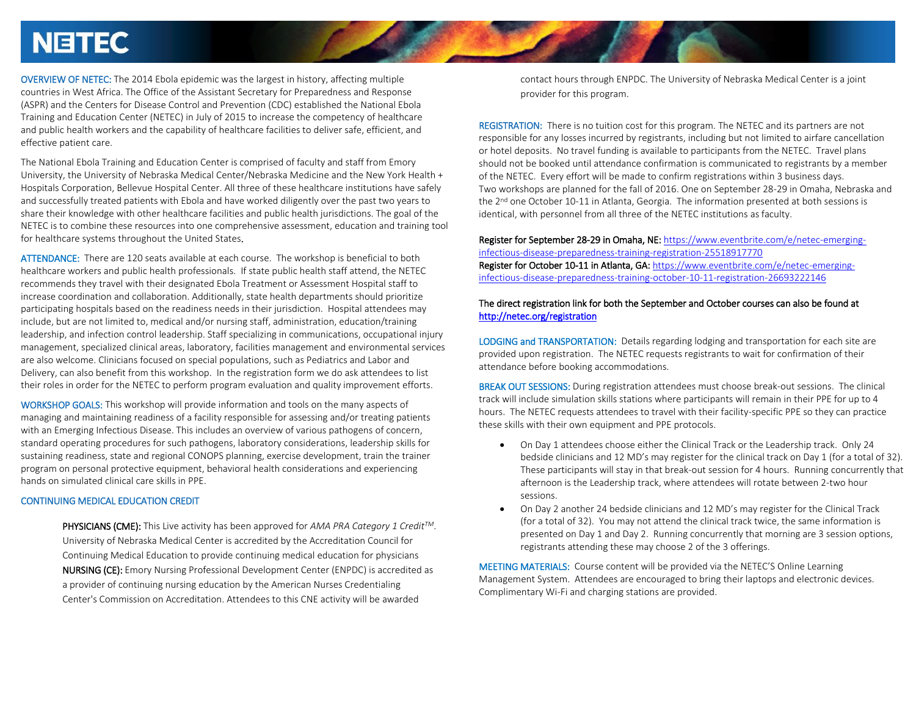# NETEC

**OVERVIEW OF NETEC:** The 2014 Ebola epidemic was the largest in history, affecting multiple countries in West Africa. The Office of the Assistant Secretary for Preparedness and Response (ASPR) and the Centers for Disease Control and Prevention (CDC) established the National Ebola Training and Education Center (NETEC) in July of 2015 to increase the competency of healthcare and public health workers and the capability of healthcare facilities to deliver safe, efficient, and effective patient care.

The National Ebola Training and Education Center is comprised of faculty and staff from Emory University, the University of Nebraska Medical Center/Nebraska Medicine and the New York Health + Hospitals Corporation, Bellevue Hospital Center. All three of these healthcare institutions have safely and successfully treated patients with Ebola and have worked diligently over the past two years to share their knowledge with other healthcare facilities and public health jurisdictions. The goal of the NETEC is to combine these resources into one comprehensive assessment, education and training tool for healthcare systems throughout the United States.

**ATTENDANCE:** There are 120 seats available at each course. The workshop is beneficial to both healthcare workers and public health professionals. If state public health staff attend, the NETEC recommends they travel with their designated Ebola Treatment or Assessment Hospital staff to increase coordination and collaboration. Additionally, state health departments should prioritize participating hospitals based on the readiness needs in their jurisdiction. Hospital attendees may include, but are not limited to, medical and/or nursing staff, administration, education/training leadership, and infection control leadership. Staff specializing in communications, occupational injury management, specialized clinical areas, laboratory, facilities management and environmental services are also welcome. Clinicians focused on special populations, such as Pediatrics and Labor and Delivery, can also benefit from this workshop. In the registration form we do ask attendees to list their roles in order for the NETEC to perform program evaluation and quality improvement efforts.

**WORKSHOP GOALS:** This workshop will provide information and tools on the many aspects of managing and maintaining readiness of a facility responsible for assessing and/or treating patients with an Emerging Infectious Disease. This includes an overview of various pathogens of concern, standard operating procedures for such pathogens, laboratory considerations, leadership skills for sustaining readiness, state and regional CONOPS planning, exercise development, train the trainer program on personal protective equipment, behavioral health considerations and experiencing hands on simulated clinical care skills in PPE.

**CONTINUING MEDICAL EDUCATION CREDIT**

**PHYSICIANS (CME):** This Live activity has been approved for *AMA PRA Category 1 Credit™*. University of Nebraska Medical Center is accredited by the Accreditation Council for Continuing Medical Education to provide continuing medical education for physicians
**NURSING (CE):** Emory Nursing Professional Development Center (ENPDC) is accredited as a provider of continuing nursing education by the American Nurses Credentialing Center's Commission on Accreditation. Attendees to this CNE activity will be awarded contact hours through ENPDC. The University of Nebraska Medical Center is a joint provider for this program.

**REGISTRATION:** There is no tuition cost for this program. The NETEC and its partners are not responsible for any losses incurred by registrants, including but not limited to airfare cancellation or hotel deposits. No travel funding is available to participants from the NETEC. Travel plans should not be booked until attendance confirmation is communicated to registrants by a member of the NETEC. Every effort will be made to confirm registrations within 3 business days.
Two workshops are planned for the fall of 2016. One on September 28-29 in Omaha, Nebraska and the 2nd one October 10-11 in Atlanta, Georgia. The information presented at both sessions is identical, with personnel from all three of the NETEC institutions as faculty.

**Register for September 28-29 in Omaha, NE:** https://www.eventbrite.com/e/netec-emerging-infectious-disease-preparedness-training-registration-25518917770
**Register for October 10-11 in Atlanta, GA:** https://www.eventbrite.com/e/netec-emerging-infectious-disease-preparedness-training-october-10-11-registration-26693222146

**The direct registration link for both the September and October courses can also be found at http://netec.org/registration**

**LODGING and TRANSPORTATION:** Details regarding lodging and transportation for each site are provided upon registration. The NETEC requests registrants to wait for confirmation of their attendance before booking accommodations.

**BREAK OUT SESSIONS:** During registration attendees must choose break-out sessions. The clinical track will include simulation skills stations where participants will remain in their PPE for up to 4 hours. The NETEC requests attendees to travel with their facility-specific PPE so they can practice these skills with their own equipment and PPE protocols.

- On Day 1 attendees choose either the Clinical Track or the Leadership track. Only 24 bedside clinicians and 12 MD's may register for the clinical track on Day 1 (for a total of 32). These participants will stay in that break-out session for 4 hours. Running concurrently that afternoon is the Leadership track, where attendees will rotate between 2-two hour sessions.
- On Day 2 another 24 bedside clinicians and 12 MD's may register for the Clinical Track (for a total of 32). You may not attend the clinical track twice, the same information is presented on Day 1 and Day 2. Running concurrently that morning are 3 session options, registrants attending these may choose 2 of the 3 offerings.

**MEETING MATERIALS:** Course content will be provided via the NETEC'S Online Learning Management System. Attendees are encouraged to bring their laptops and electronic devices. Complimentary Wi-Fi and charging stations are provided.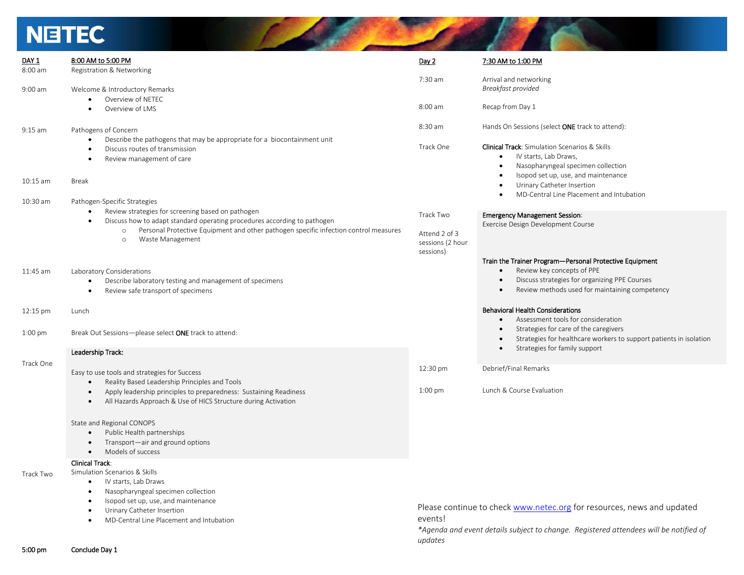# NETEC

**DAY 1** | **8:00 AM to 5:00 PM**

8:00 am — Registration & Networking

9:00 am — Welcome & Introductory Remarks

- Overview of NETEC
- Overview of LMS

9:15 am — Pathogens of Concern

- Describe the pathogens that may be appropriate for a biocontainment unit
- Discuss routes of transmission
- Review management of care

10:15 am — Break

10:30 am — Pathogen-Specific Strategies

- Review strategies for screening based on pathogen
- Discuss how to adapt standard operating procedures according to pathogen
  - Personal Protective Equipment and other pathogen specific infection control measures
  - Waste Management

11:45 am — Laboratory Considerations

- Describe laboratory testing and management of specimens
- Review safe transport of specimens

12:15 pm — Lunch

1:00 pm — Break Out Sessions—please select **ONE** track to attend:

Track One — **Leadership Track:**

Easy to use tools and strategies for Success

- Reality Based Leadership Principles and Tools
- Apply leadership principles to preparedness: Sustaining Readiness
- All Hazards Approach & Use of HICS Structure during Activation

State and Regional CONOPS

- Public Health partnerships
- Transport—air and ground options
- Models of success

Track Two — **Clinical Track**:

Simulation Scenarios & Skills

- IV starts, Lab Draws
- Nasopharyngeal specimen collection
- Isopod set up, use, and maintenance
- Urinary Catheter Insertion
- MD-Central Line Placement and Intubation

**5:00 pm** — **Conclude Day 1**

**Day 2** | **7:30 AM to 1:00 PM**

7:30 am — Arrival and networking
*Breakfast provided*

8:00 am — Recap from Day 1

8:30 am — Hands On Sessions (select **ONE** track to attend):

Track One — **Clinical Track**: Simulation Scenarios & Skills

- IV starts, Lab Draws,
- Nasopharyngeal specimen collection
- Isopod set up, use, and maintenance
- Urinary Catheter Insertion
- MD-Central Line Placement and Intubation

Track Two — Attend 2 of 3 sessions (2 hour sessions)

**Emergency Management Session**:
Exercise Design Development Course

**Train the Trainer Program—Personal Protective Equipment**

- Review key concepts of PPE
- Discuss strategies for organizing PPE Courses
- Review methods used for maintaining competency

**Behavioral Health Considerations**

- Assessment tools for consideration
- Strategies for care of the caregivers
- Strategies for healthcare workers to support patients in isolation
- Strategies for family support

12:30 pm — Debrief/Final Remarks

1:00 pm — Lunch & Course Evaluation

Please continue to check www.netec.org for resources, news and updated events!

*\*Agenda and event details subject to change. Registered attendees will be notified of updates*